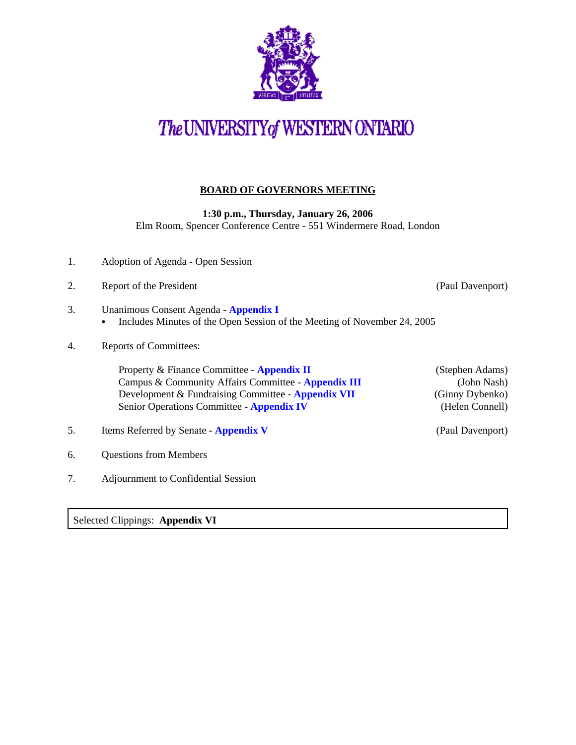# The UNIVERSITY of WESTERN ONTARIO

## BOARD OF GOVERNORS MEETING

**1:30 p.m., Thursday, January 26, 2006**
Elm Room, Spencer Conference Centre - 551 Windermere Road, London

1. Adoption of Agenda - Open Session

2. Report of the President (Paul Davenport)

3. Unanimous Consent Agenda - **Appendix I**
   - Includes Minutes of the Open Session of the Meeting of November 24, 2005

4. Reports of Committees:

   Property & Finance Committee - **Appendix II** (Stephen Adams)
   Campus & Community Affairs Committee - **Appendix III** (John Nash)
   Development & Fundraising Committee - **Appendix VII** (Ginny Dybenko)
   Senior Operations Committee - **Appendix IV** (Helen Connell)

5. Items Referred by Senate - **Appendix V** (Paul Davenport)

6. Questions from Members

7. Adjournment to Confidential Session

Selected Clippings: **Appendix VI**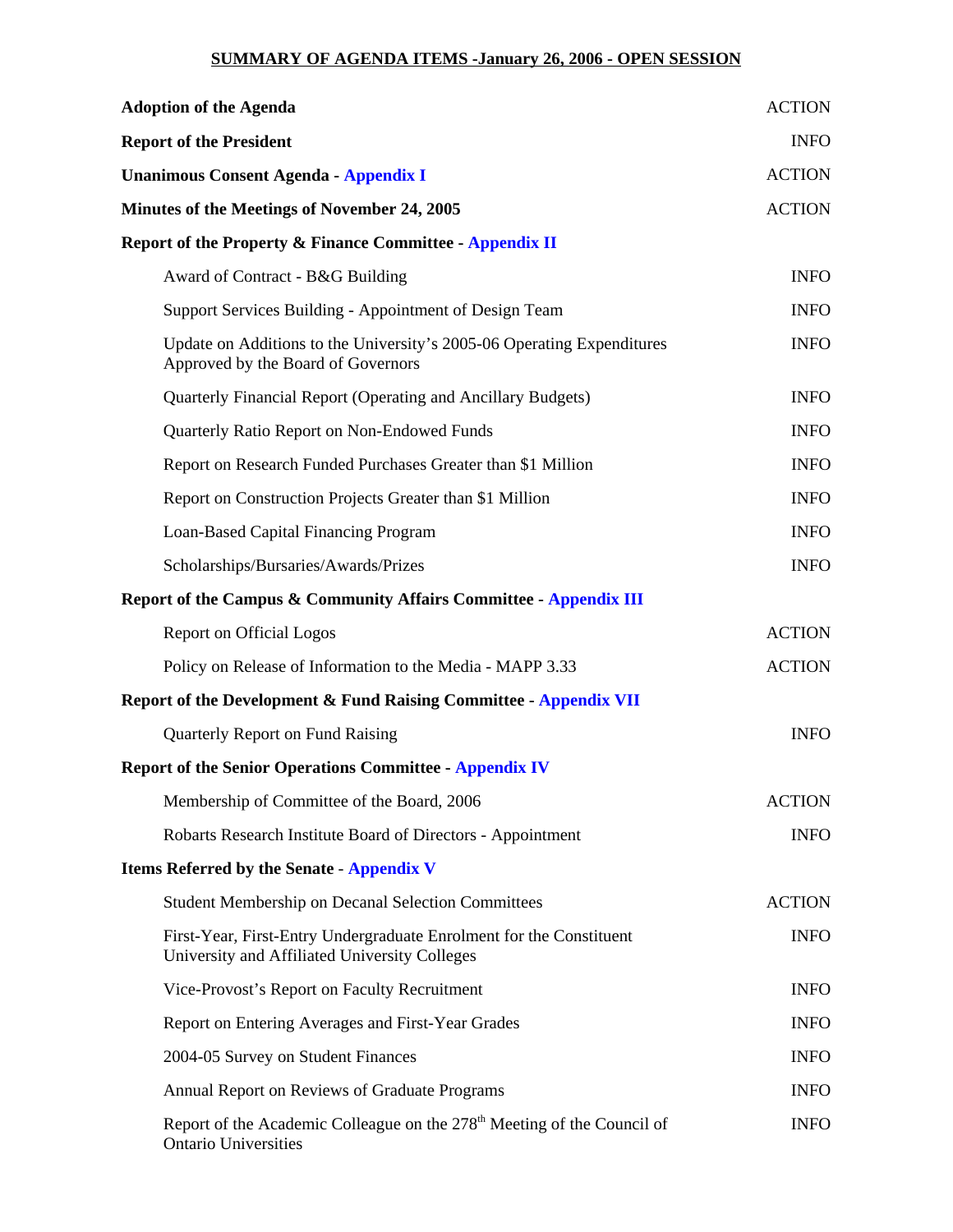## SUMMARY OF AGENDA ITEMS -January 26, 2006 - OPEN SESSION

| | |
|---|---|
| **Adoption of the Agenda** | ACTION |
| **Report of the President** | INFO |
| **Unanimous Consent Agenda - Appendix I** | ACTION |
| **Minutes of the Meetings of November 24, 2005** | ACTION |
| **Report of the Property & Finance Committee - Appendix II** | |
| Award of Contract - B&G Building | INFO |
| Support Services Building - Appointment of Design Team | INFO |
| Update on Additions to the University's 2005-06 Operating Expenditures Approved by the Board of Governors | INFO |
| Quarterly Financial Report (Operating and Ancillary Budgets) | INFO |
| Quarterly Ratio Report on Non-Endowed Funds | INFO |
| Report on Research Funded Purchases Greater than $1 Million | INFO |
| Report on Construction Projects Greater than $1 Million | INFO |
| Loan-Based Capital Financing Program | INFO |
| Scholarships/Bursaries/Awards/Prizes | INFO |
| **Report of the Campus & Community Affairs Committee - Appendix III** | |
| Report on Official Logos | ACTION |
| Policy on Release of Information to the Media - MAPP 3.33 | ACTION |
| **Report of the Development & Fund Raising Committee - Appendix VII** | |
| Quarterly Report on Fund Raising | INFO |
| **Report of the Senior Operations Committee - Appendix IV** | |
| Membership of Committee of the Board, 2006 | ACTION |
| Robarts Research Institute Board of Directors - Appointment | INFO |
| **Items Referred by the Senate - Appendix V** | |
| Student Membership on Decanal Selection Committees | ACTION |
| First-Year, First-Entry Undergraduate Enrolment for the Constituent University and Affiliated University Colleges | INFO |
| Vice-Provost's Report on Faculty Recruitment | INFO |
| Report on Entering Averages and First-Year Grades | INFO |
| 2004-05 Survey on Student Finances | INFO |
| Annual Report on Reviews of Graduate Programs | INFO |
| Report of the Academic Colleague on the 278th Meeting of the Council of Ontario Universities | INFO |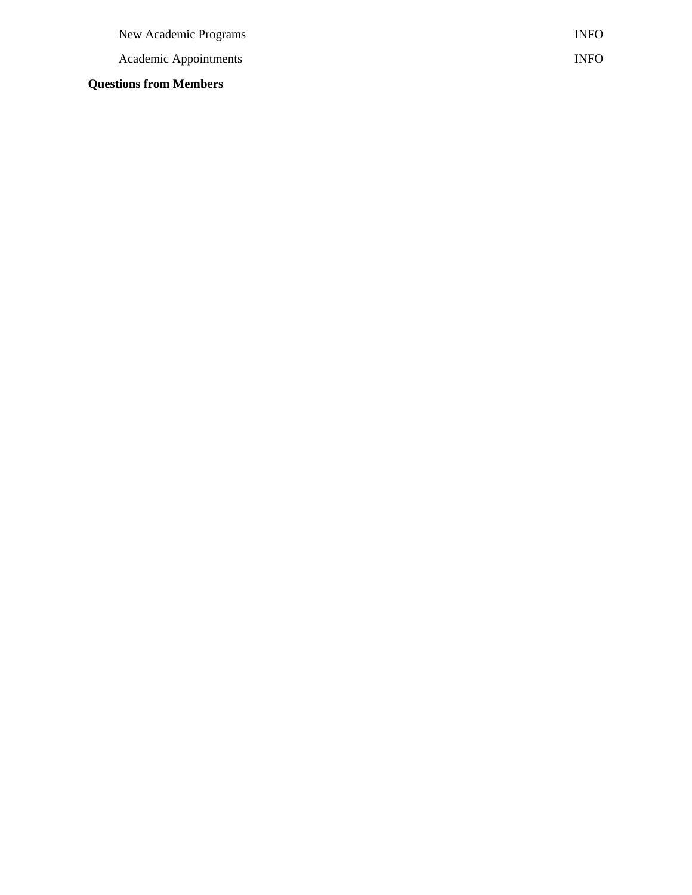| | |
|---|---|
| New Academic Programs | INFO |
| Academic Appointments | INFO |

**Questions from Members**